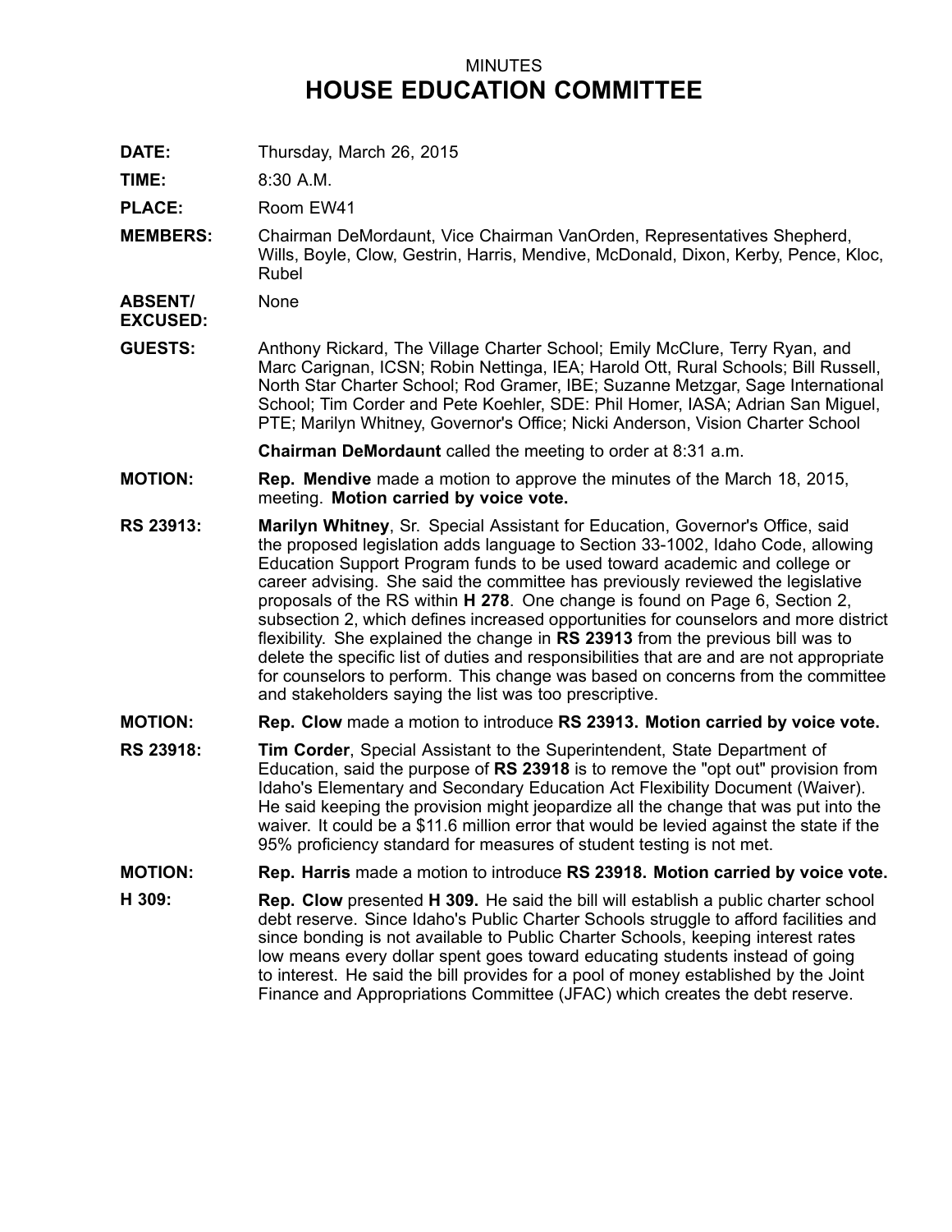MINUTES

# HOUSE EDUCATION COMMITTEE

**DATE:** Thursday, March 26, 2015

**TIME:** 8:30 A.M.

**PLACE:** Room EW41

**MEMBERS:** Chairman DeMordaunt, Vice Chairman VanOrden, Representatives Shepherd, Wills, Boyle, Clow, Gestrin, Harris, Mendive, McDonald, Dixon, Kerby, Pence, Kloc, Rubel

**ABSENT/ EXCUSED:** None

**GUESTS:** Anthony Rickard, The Village Charter School; Emily McClure, Terry Ryan, and Marc Carignan, ICSN; Robin Nettinga, IEA; Harold Ott, Rural Schools; Bill Russell, North Star Charter School; Rod Gramer, IBE; Suzanne Metzgar, Sage International School; Tim Corder and Pete Koehler, SDE: Phil Homer, IASA; Adrian San Miguel, PTE; Marilyn Whitney, Governor's Office; Nicki Anderson, Vision Charter School

**Chairman DeMordaunt** called the meeting to order at 8:31 a.m.

**MOTION:** **Rep. Mendive** made a motion to approve the minutes of the March 18, 2015, meeting. **Motion carried by voice vote.**

**RS 23913:** **Marilyn Whitney**, Sr. Special Assistant for Education, Governor's Office, said the proposed legislation adds language to Section 33-1002, Idaho Code, allowing Education Support Program funds to be used toward academic and college or career advising. She said the committee has previously reviewed the legislative proposals of the RS within **H 278**. One change is found on Page 6, Section 2, subsection 2, which defines increased opportunities for counselors and more district flexibility. She explained the change in **RS 23913** from the previous bill was to delete the specific list of duties and responsibilities that are and are not appropriate for counselors to perform. This change was based on concerns from the committee and stakeholders saying the list was too prescriptive.

**MOTION:** **Rep. Clow** made a motion to introduce **RS 23913. Motion carried by voice vote.**

**RS 23918:** **Tim Corder**, Special Assistant to the Superintendent, State Department of Education, said the purpose of **RS 23918** is to remove the "opt out" provision from Idaho's Elementary and Secondary Education Act Flexibility Document (Waiver). He said keeping the provision might jeopardize all the change that was put into the waiver. It could be a $11.6 million error that would be levied against the state if the 95% proficiency standard for measures of student testing is not met.

**MOTION:** **Rep. Harris** made a motion to introduce **RS 23918. Motion carried by voice vote.**

**H 309:** **Rep. Clow** presented **H 309.** He said the bill will establish a public charter school debt reserve. Since Idaho's Public Charter Schools struggle to afford facilities and since bonding is not available to Public Charter Schools, keeping interest rates low means every dollar spent goes toward educating students instead of going to interest. He said the bill provides for a pool of money established by the Joint Finance and Appropriations Committee (JFAC) which creates the debt reserve.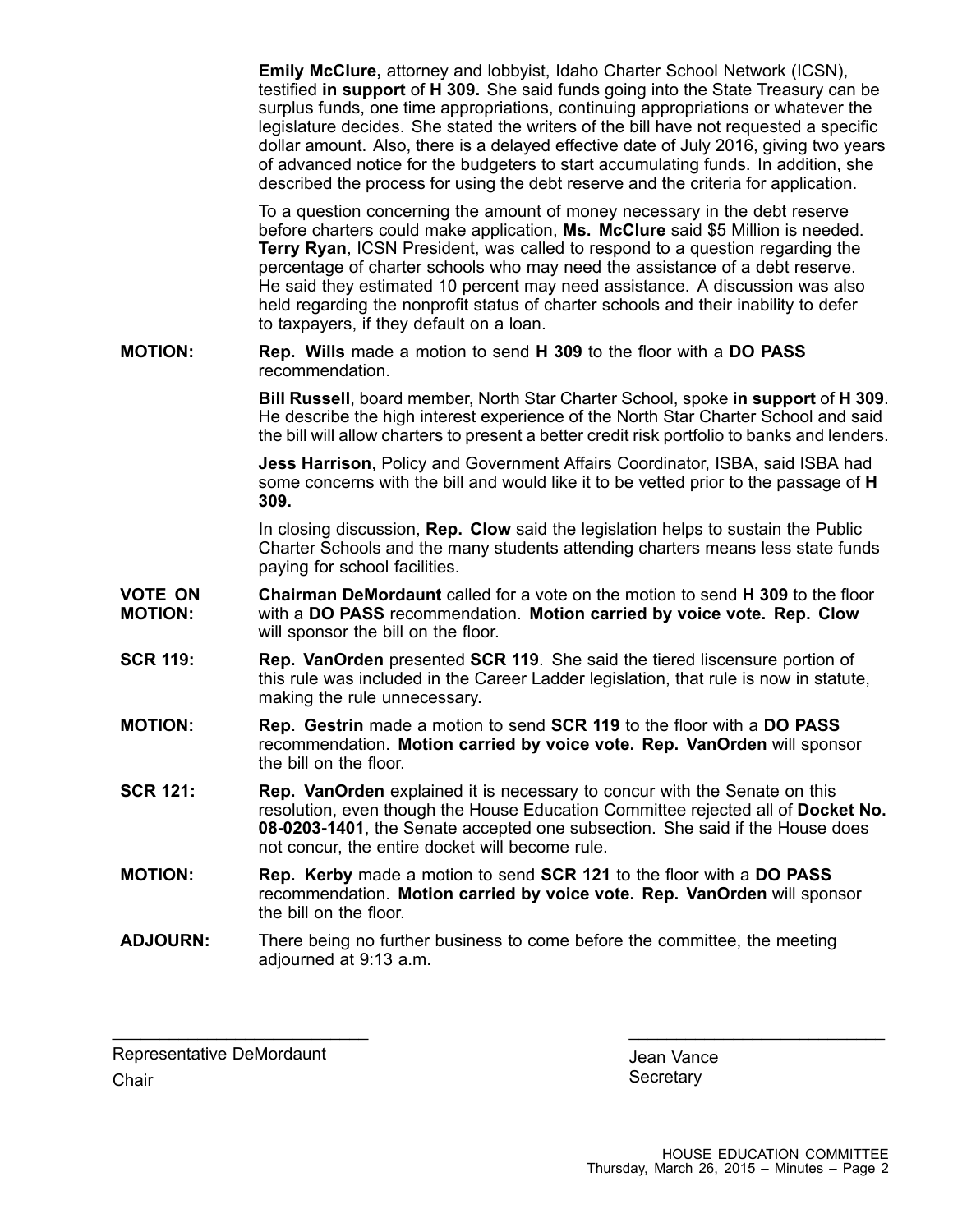**Emily McClure,** attorney and lobbyist, Idaho Charter School Network (ICSN), testified **in support** of **H 309.** She said funds going into the State Treasury can be surplus funds, one time appropriations, continuing appropriations or whatever the legislature decides. She stated the writers of the bill have not requested a specific dollar amount. Also, there is a delayed effective date of July 2016, giving two years of advanced notice for the budgeters to start accumulating funds. In addition, she described the process for using the debt reserve and the criteria for application.

To a question concerning the amount of money necessary in the debt reserve before charters could make application, **Ms. McClure** said $5 Million is needed. **Terry Ryan**, ICSN President, was called to respond to a question regarding the percentage of charter schools who may need the assistance of a debt reserve. He said they estimated 10 percent may need assistance. A discussion was also held regarding the nonprofit status of charter schools and their inability to defer to taxpayers, if they default on a loan.

**MOTION:** **Rep. Wills** made a motion to send **H 309** to the floor with a **DO PASS** recommendation.

**Bill Russell**, board member, North Star Charter School, spoke **in support** of **H 309**. He describe the high interest experience of the North Star Charter School and said the bill will allow charters to present a better credit risk portfolio to banks and lenders.

**Jess Harrison**, Policy and Government Affairs Coordinator, ISBA, said ISBA had some concerns with the bill and would like it to be vetted prior to the passage of **H 309.**

In closing discussion, **Rep. Clow** said the legislation helps to sustain the Public Charter Schools and the many students attending charters means less state funds paying for school facilities.

**VOTE ON MOTION:** **Chairman DeMordaunt** called for a vote on the motion to send **H 309** to the floor with a **DO PASS** recommendation. **Motion carried by voice vote. Rep. Clow** will sponsor the bill on the floor.

**SCR 119:** **Rep. VanOrden** presented **SCR 119**. She said the tiered liscensure portion of this rule was included in the Career Ladder legislation, that rule is now in statute, making the rule unnecessary.

**MOTION:** **Rep. Gestrin** made a motion to send **SCR 119** to the floor with a **DO PASS** recommendation. **Motion carried by voice vote. Rep. VanOrden** will sponsor the bill on the floor.

**SCR 121:** **Rep. VanOrden** explained it is necessary to concur with the Senate on this resolution, even though the House Education Committee rejected all of **Docket No. 08-0203-1401**, the Senate accepted one subsection. She said if the House does not concur, the entire docket will become rule.

**MOTION:** **Rep. Kerby** made a motion to send **SCR 121** to the floor with a **DO PASS** recommendation. **Motion carried by voice vote. Rep. VanOrden** will sponsor the bill on the floor.

**ADJOURN:** There being no further business to come before the committee, the meeting adjourned at 9:13 a.m.

___________________________
Representative DeMordaunt
Chair

___________________________
Jean Vance
Secretary